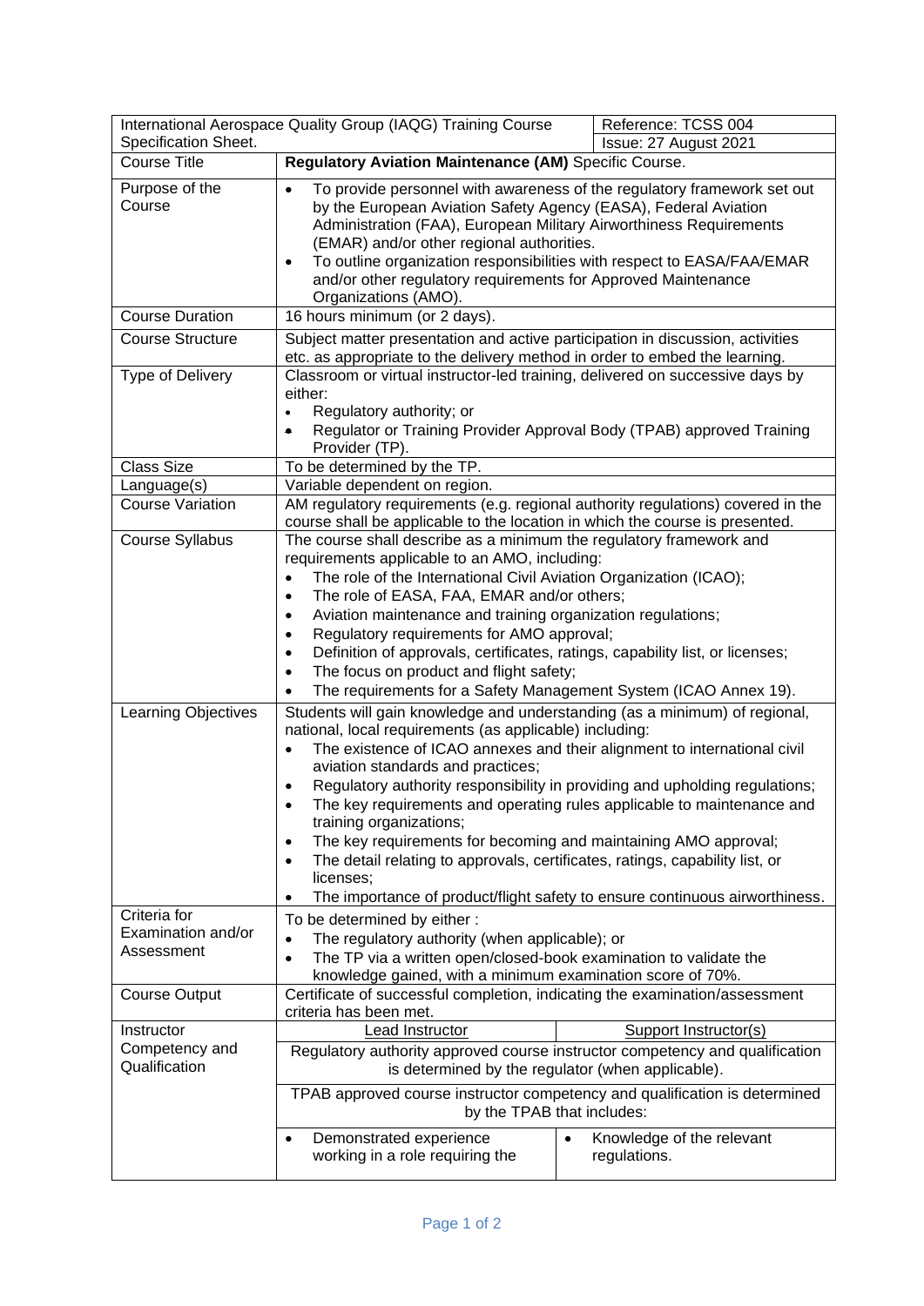| International Aerospace Quality Group (IAQG) Training Course Specification Sheet. | Reference: TCSS 004<br>Issue: 27 August 2021 |
|---|---|
| Course Title | **Regulatory Aviation Maintenance (AM)** Specific Course. |
| Purpose of the Course | • To provide personnel with awareness of the regulatory framework set out by the European Aviation Safety Agency (EASA), Federal Aviation Administration (FAA), European Military Airworthiness Requirements (EMAR) and/or other regional authorities.<br>• To outline organization responsibilities with respect to EASA/FAA/EMAR and/or other regulatory requirements for Approved Maintenance Organizations (AMO). |
| Course Duration | 16 hours minimum (or 2 days). |
| Course Structure | Subject matter presentation and active participation in discussion, activities etc. as appropriate to the delivery method in order to embed the learning. |
| Type of Delivery | Classroom or virtual instructor-led training, delivered on successive days by either:<br>• Regulatory authority; or<br>• Regulator or Training Provider Approval Body (TPAB) approved Training Provider (TP). |
| Class Size | To be determined by the TP. |
| Language(s) | Variable dependent on region. |
| Course Variation | AM regulatory requirements (e.g. regional authority regulations) covered in the course shall be applicable to the location in which the course is presented. |
| Course Syllabus | The course shall describe as a minimum the regulatory framework and requirements applicable to an AMO, including:<br>• The role of the International Civil Aviation Organization (ICAO);<br>• The role of EASA, FAA, EMAR and/or others;<br>• Aviation maintenance and training organization regulations;<br>• Regulatory requirements for AMO approval;<br>• Definition of approvals, certificates, ratings, capability list, or licenses;<br>• The focus on product and flight safety;<br>• The requirements for a Safety Management System (ICAO Annex 19). |
| Learning Objectives | Students will gain knowledge and understanding (as a minimum) of regional, national, local requirements (as applicable) including:<br>• The existence of ICAO annexes and their alignment to international civil aviation standards and practices;<br>• Regulatory authority responsibility in providing and upholding regulations;<br>• The key requirements and operating rules applicable to maintenance and training organizations;<br>• The key requirements for becoming and maintaining AMO approval;<br>• The detail relating to approvals, certificates, ratings, capability list, or licenses;<br>• The importance of product/flight safety to ensure continuous airworthiness. |
| Criteria for Examination and/or Assessment | To be determined by either :<br>• The regulatory authority (when applicable); or<br>• The TP via a written open/closed-book examination to validate the knowledge gained, with a minimum examination score of 70%. |
| Course Output | Certificate of successful completion, indicating the examination/assessment criteria has been met. |
| Instructor Competency and Qualification | <u>Lead Instructor</u> / <u>Support Instructor(s)</u><br>Regulatory authority approved course instructor competency and qualification is determined by the regulator (when applicable).<br>TPAB approved course instructor competency and qualification is determined by the TPAB that includes:<br>Lead Instructor: • Demonstrated experience working in a role requiring the<br>Support Instructor(s): • Knowledge of the relevant regulations. |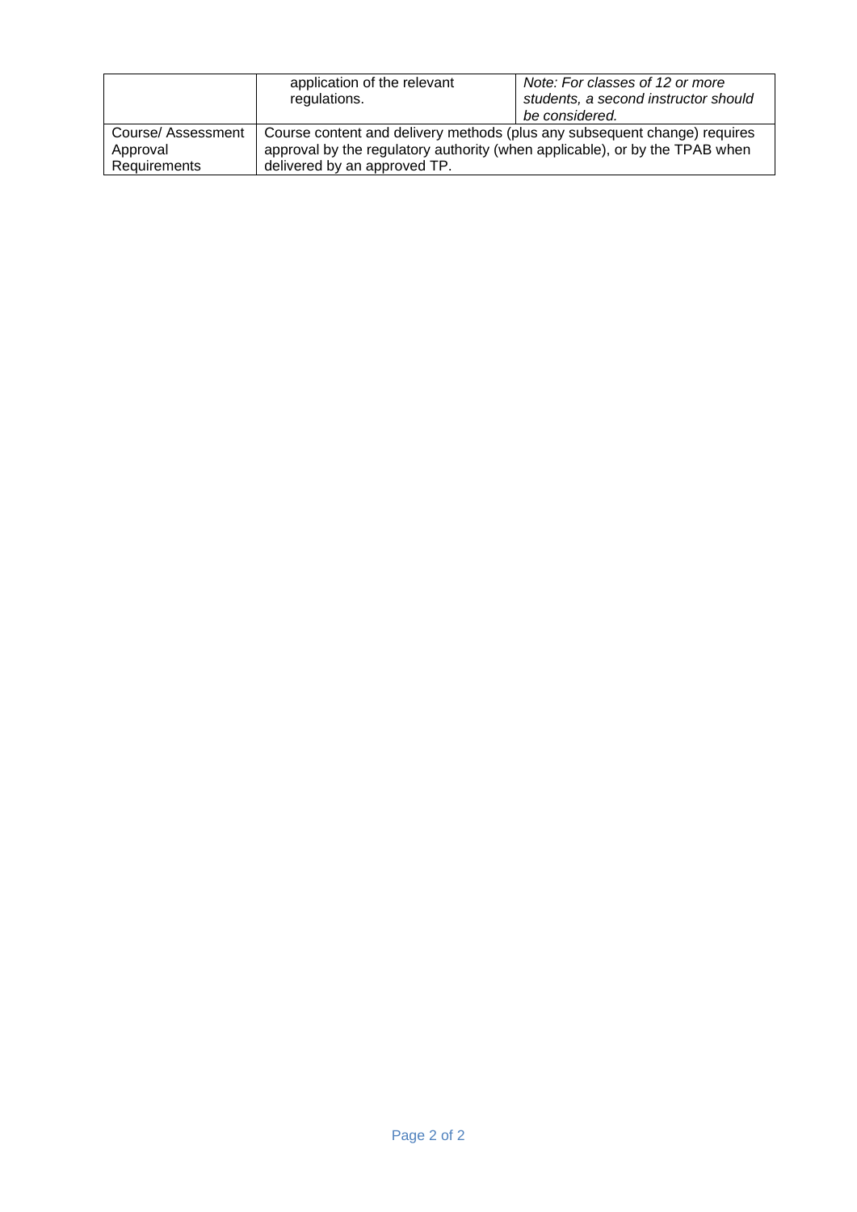| | | |
|---|---|---|
| | application of the relevant regulations. | *Note: For classes of 12 or more students, a second instructor should be considered.* |
| Course/ Assessment Approval Requirements | Course content and delivery methods (plus any subsequent change) requires approval by the regulatory authority (when applicable), or by the TPAB when delivered by an approved TP. | |